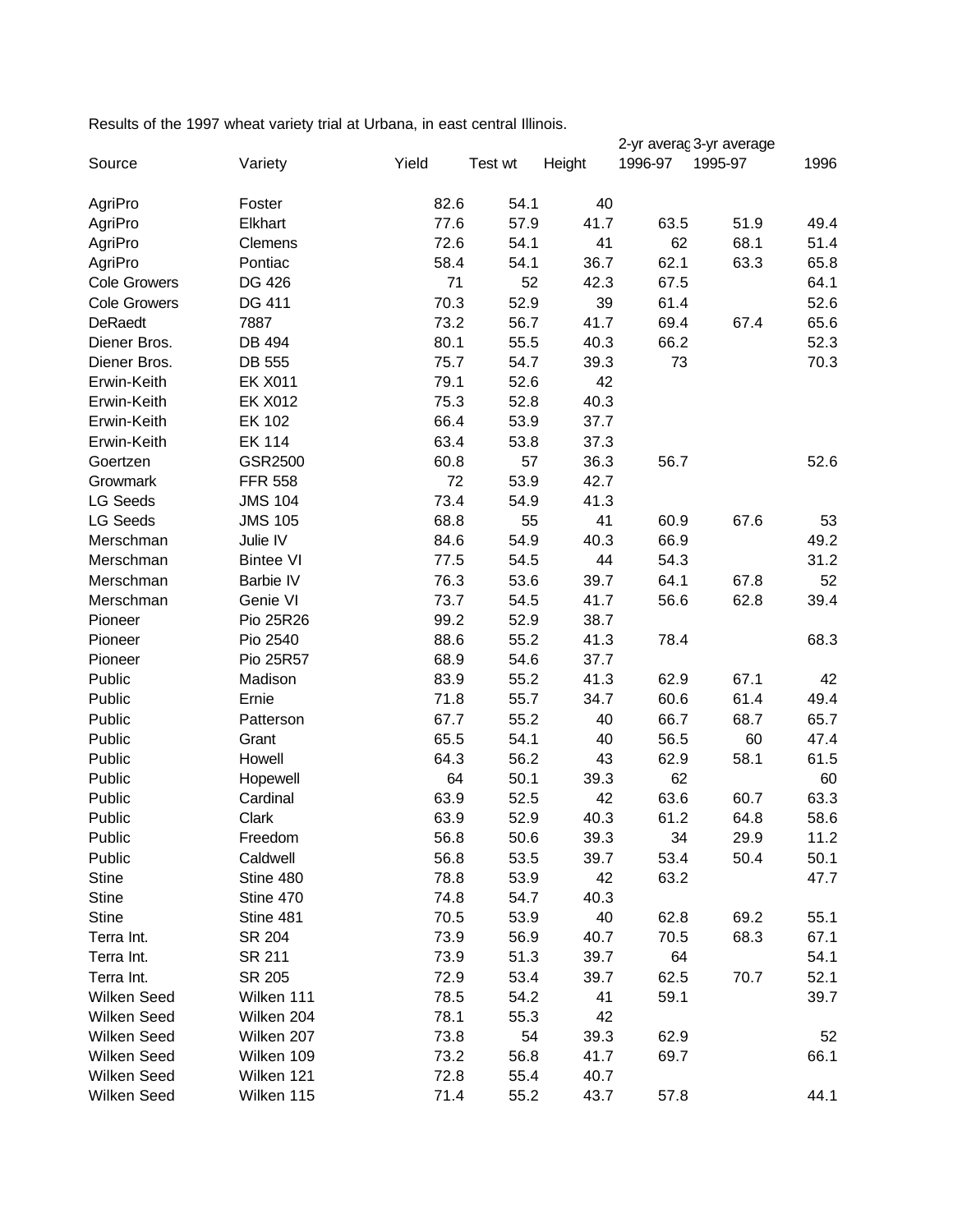Results of the 1997 wheat variety trial at Urbana, in east central Illinois.

| Source | Variety | Yield | Test wt | Height | 2-yr average 1996-97 | 3-yr average 1995-97 | 1996 |
|---|---|---|---|---|---|---|---|
| AgriPro | Foster | 82.6 | 54.1 | 40 | | | |
| AgriPro | Elkhart | 77.6 | 57.9 | 41.7 | 63.5 | 51.9 | 49.4 |
| AgriPro | Clemens | 72.6 | 54.1 | 41 | 62 | 68.1 | 51.4 |
| AgriPro | Pontiac | 58.4 | 54.1 | 36.7 | 62.1 | 63.3 | 65.8 |
| Cole Growers | DG 426 | 71 | 52 | 42.3 | 67.5 | | 64.1 |
| Cole Growers | DG 411 | 70.3 | 52.9 | 39 | 61.4 | | 52.6 |
| DeRaedt | 7887 | 73.2 | 56.7 | 41.7 | 69.4 | 67.4 | 65.6 |
| Diener Bros. | DB 494 | 80.1 | 55.5 | 40.3 | 66.2 | | 52.3 |
| Diener Bros. | DB 555 | 75.7 | 54.7 | 39.3 | 73 | | 70.3 |
| Erwin-Keith | EK X011 | 79.1 | 52.6 | 42 | | | |
| Erwin-Keith | EK X012 | 75.3 | 52.8 | 40.3 | | | |
| Erwin-Keith | EK 102 | 66.4 | 53.9 | 37.7 | | | |
| Erwin-Keith | EK 114 | 63.4 | 53.8 | 37.3 | | | |
| Goertzen | GSR2500 | 60.8 | 57 | 36.3 | 56.7 | | 52.6 |
| Growmark | FFR 558 | 72 | 53.9 | 42.7 | | | |
| LG Seeds | JMS 104 | 73.4 | 54.9 | 41.3 | | | |
| LG Seeds | JMS 105 | 68.8 | 55 | 41 | 60.9 | 67.6 | 53 |
| Merschman | Julie IV | 84.6 | 54.9 | 40.3 | 66.9 | | 49.2 |
| Merschman | Bintee VI | 77.5 | 54.5 | 44 | 54.3 | | 31.2 |
| Merschman | Barbie IV | 76.3 | 53.6 | 39.7 | 64.1 | 67.8 | 52 |
| Merschman | Genie VI | 73.7 | 54.5 | 41.7 | 56.6 | 62.8 | 39.4 |
| Pioneer | Pio 25R26 | 99.2 | 52.9 | 38.7 | | | |
| Pioneer | Pio 2540 | 88.6 | 55.2 | 41.3 | 78.4 | | 68.3 |
| Pioneer | Pio 25R57 | 68.9 | 54.6 | 37.7 | | | |
| Public | Madison | 83.9 | 55.2 | 41.3 | 62.9 | 67.1 | 42 |
| Public | Ernie | 71.8 | 55.7 | 34.7 | 60.6 | 61.4 | 49.4 |
| Public | Patterson | 67.7 | 55.2 | 40 | 66.7 | 68.7 | 65.7 |
| Public | Grant | 65.5 | 54.1 | 40 | 56.5 | 60 | 47.4 |
| Public | Howell | 64.3 | 56.2 | 43 | 62.9 | 58.1 | 61.5 |
| Public | Hopewell | 64 | 50.1 | 39.3 | 62 | | 60 |
| Public | Cardinal | 63.9 | 52.5 | 42 | 63.6 | 60.7 | 63.3 |
| Public | Clark | 63.9 | 52.9 | 40.3 | 61.2 | 64.8 | 58.6 |
| Public | Freedom | 56.8 | 50.6 | 39.3 | 34 | 29.9 | 11.2 |
| Public | Caldwell | 56.8 | 53.5 | 39.7 | 53.4 | 50.4 | 50.1 |
| Stine | Stine 480 | 78.8 | 53.9 | 42 | 63.2 | | 47.7 |
| Stine | Stine 470 | 74.8 | 54.7 | 40.3 | | | |
| Stine | Stine 481 | 70.5 | 53.9 | 40 | 62.8 | 69.2 | 55.1 |
| Terra Int. | SR 204 | 73.9 | 56.9 | 40.7 | 70.5 | 68.3 | 67.1 |
| Terra Int. | SR 211 | 73.9 | 51.3 | 39.7 | 64 | | 54.1 |
| Terra Int. | SR 205 | 72.9 | 53.4 | 39.7 | 62.5 | 70.7 | 52.1 |
| Wilken Seed | Wilken 111 | 78.5 | 54.2 | 41 | 59.1 | | 39.7 |
| Wilken Seed | Wilken 204 | 78.1 | 55.3 | 42 | | | |
| Wilken Seed | Wilken 207 | 73.8 | 54 | 39.3 | 62.9 | | 52 |
| Wilken Seed | Wilken 109 | 73.2 | 56.8 | 41.7 | 69.7 | | 66.1 |
| Wilken Seed | Wilken 121 | 72.8 | 55.4 | 40.7 | | | |
| Wilken Seed | Wilken 115 | 71.4 | 55.2 | 43.7 | 57.8 | | 44.1 |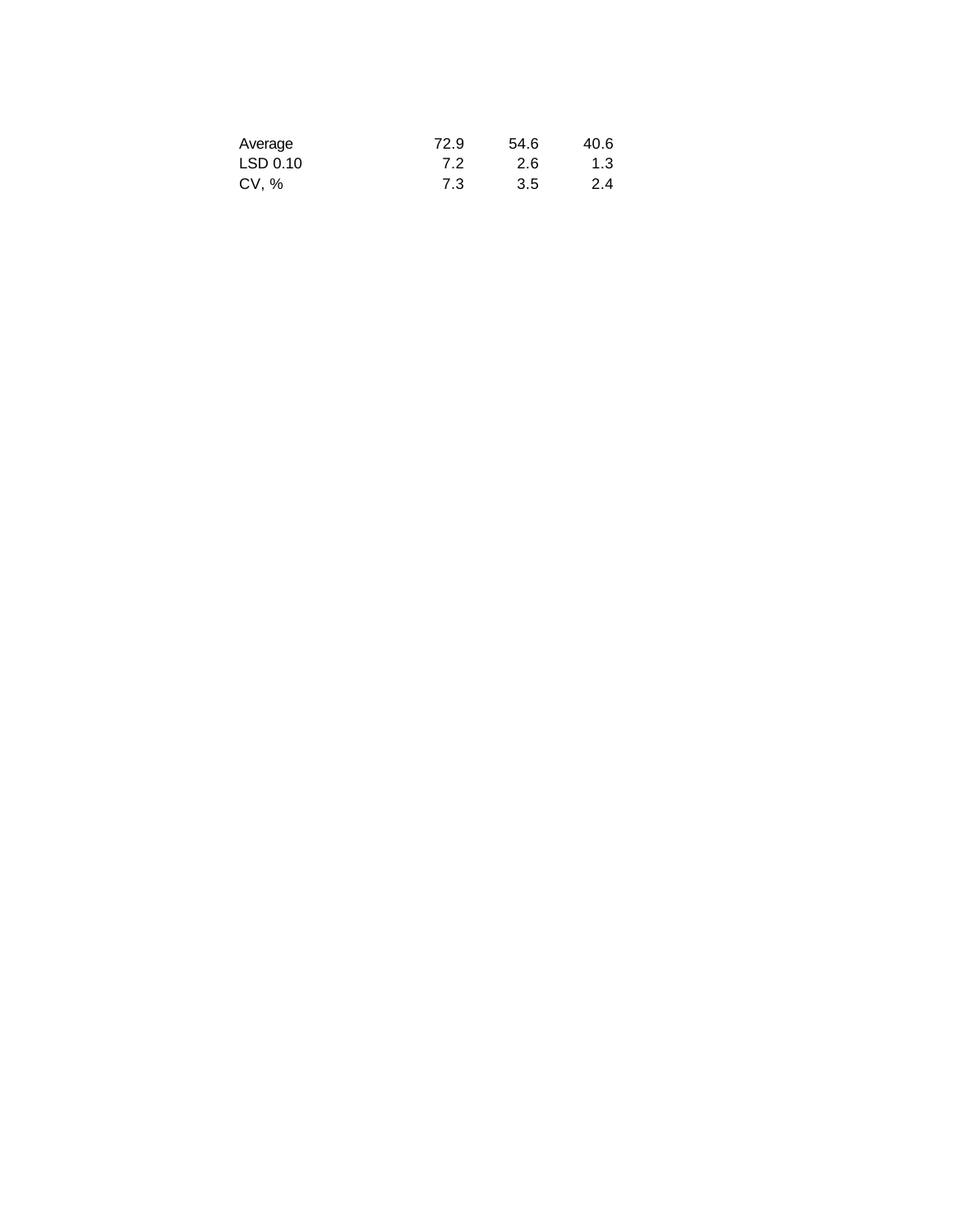| | | | |
|---|---|---|---|
| Average | 72.9 | 54.6 | 40.6 |
| LSD 0.10 | 7.2 | 2.6 | 1.3 |
| CV, % | 7.3 | 3.5 | 2.4 |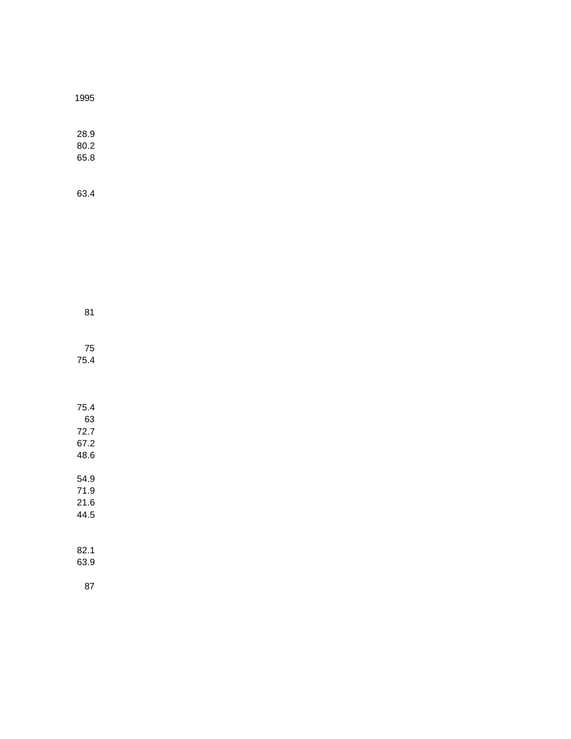| 1995 |
| --- |
| |
| |
| 28.9 |
| 80.2 |
| 65.8 |
| |
| |
| 63.4 |
| |
| |
| |
| |
| |
| |
| |
| |
| |
| 81 |
| |
| |
| 75 |
| 75.4 |
| |
| |
| |
| 75.4 |
| 63 |
| 72.7 |
| 67.2 |
| 48.6 |
| |
| 54.9 |
| 71.9 |
| 21.6 |
| 44.5 |
| |
| |
| 82.1 |
| 63.9 |
| |
| 87 |